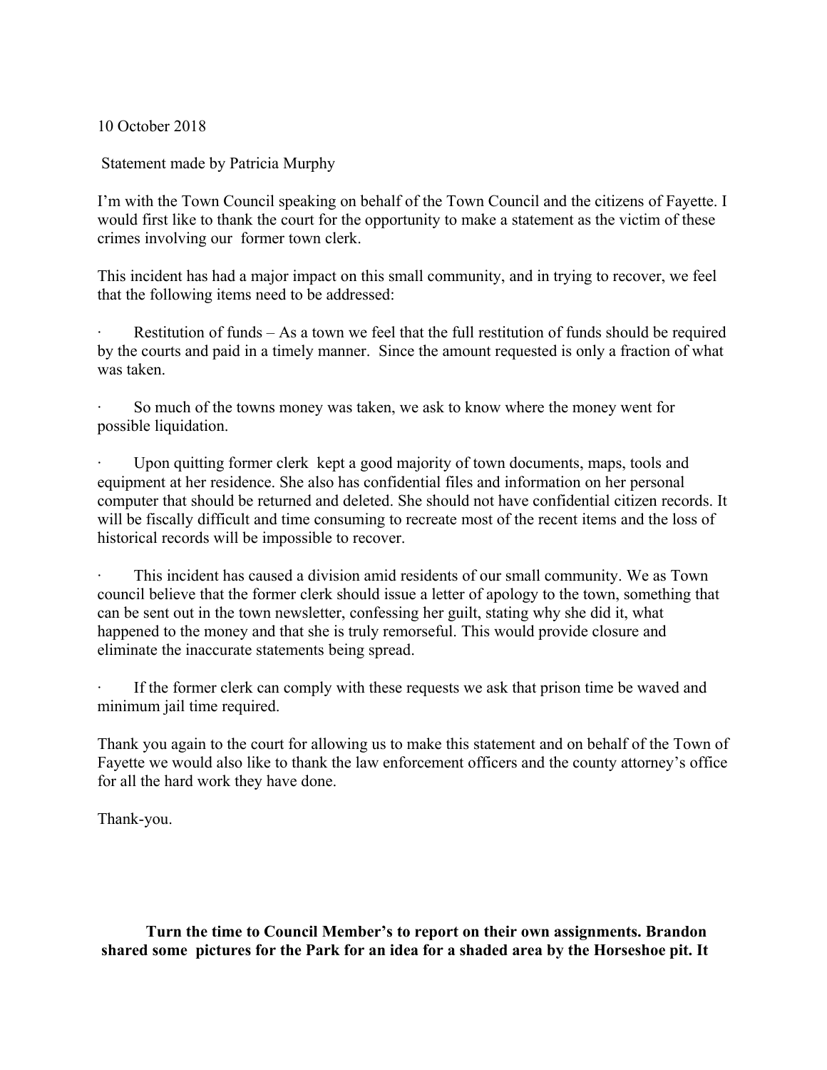10 October 2018

Statement made by Patricia Murphy

I'm with the Town Council speaking on behalf of the Town Council and the citizens of Fayette. I would first like to thank the court for the opportunity to make a statement as the victim of these crimes involving our former town clerk.

This incident has had a major impact on this small community, and in trying to recover, we feel that the following items need to be addressed:

- Restitution of funds – As a town we feel that the full restitution of funds should be required by the courts and paid in a timely manner. Since the amount requested is only a fraction of what was taken.

- So much of the towns money was taken, we ask to know where the money went for possible liquidation.

- Upon quitting former clerk kept a good majority of town documents, maps, tools and equipment at her residence. She also has confidential files and information on her personal computer that should be returned and deleted. She should not have confidential citizen records. It will be fiscally difficult and time consuming to recreate most of the recent items and the loss of historical records will be impossible to recover.

- This incident has caused a division amid residents of our small community. We as Town council believe that the former clerk should issue a letter of apology to the town, something that can be sent out in the town newsletter, confessing her guilt, stating why she did it, what happened to the money and that she is truly remorseful. This would provide closure and eliminate the inaccurate statements being spread.

- If the former clerk can comply with these requests we ask that prison time be waved and minimum jail time required.

Thank you again to the court for allowing us to make this statement and on behalf of the Town of Fayette we would also like to thank the law enforcement officers and the county attorney's office for all the hard work they have done.

Thank-you.

**Turn the time to Council Member's to report on their own assignments. Brandon shared some pictures for the Park for an idea for a shaded area by the Horseshoe pit. It**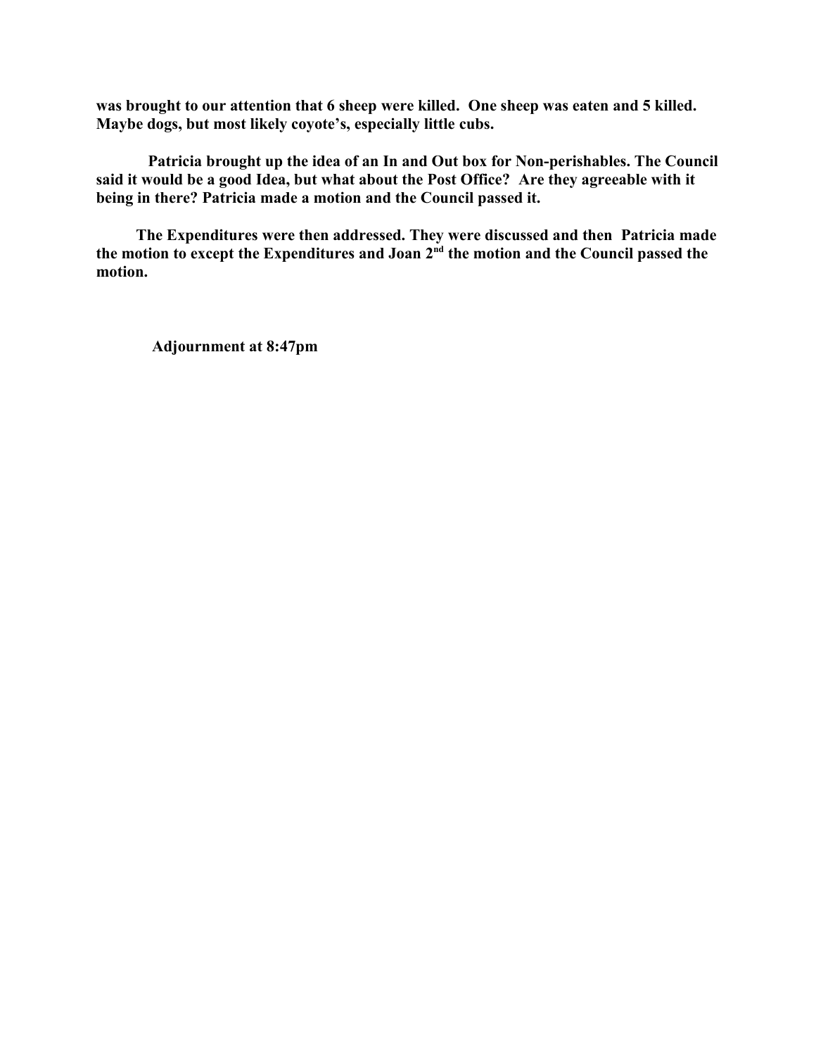**was brought to our attention that 6 sheep were killed. One sheep was eaten and 5 killed. Maybe dogs, but most likely coyote's, especially little cubs.**

**Patricia brought up the idea of an In and Out box for Non-perishables. The Council said it would be a good Idea, but what about the Post Office? Are they agreeable with it being in there? Patricia made a motion and the Council passed it.**

**The Expenditures were then addressed. They were discussed and then Patricia made the motion to except the Expenditures and Joan 2nd the motion and the Council passed the motion.**

**Adjournment at 8:47pm**